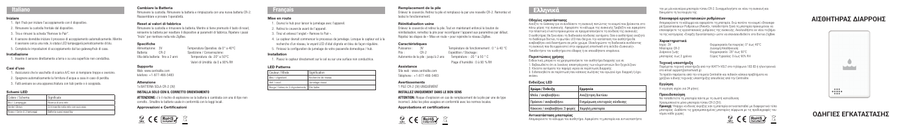# Italiano

### Iniziare

1. Apri l'hub per iniziare l'accoppiamento con il dispositivo.
2. Rimuovere la custodia frontale dal dispositivo.
3. Tira e rimuovi la scheda "Remove to Pair".
4. Il sensore dovrebbe iniziare il processo di accoppiamento automaticamente. Mentre il sensore cerca una rete, la spia LED lampeggerà periodicamente di blu.
5. Completa le impostazioni di accoppiamento dall'app/gateway/hub di casa.

### Installazione

1. Inserire il sensore direttamente a terra o su una superficie non conduttiva.

### Casi d'uso

1. Assicurarsi che le vaschette di scarico A/C non si riempiano troppo e svuotino.
2. Spegnere automaticamente la fornitura d'acqua a casa in caso di perdita.
3. Fatti avvisare se una apparecchiatura con tubi perde o è scoppiata.

### Schemi LED

| Colore / Schema | Significato |
|---|---|
| Blu / Lampeggia | Ricerca di una rete |
| Verde / Breve | Si è inserito nella rete con successo |
| Rosso / Triplo (3 lampeggi) | Batteria quasi esaurita |

### Cambiare la Batteria

Rimuovere la custodia. Rimuovere la batteria e rimpiazzarla con una nuova batteria CR-2. Riassemblare e provare l'operatività.

### Reset ai valori di fabbrica

Rimuovere la custodia e rimuovere la batteria. Mentre si tiene premuto il tasto di reset, reinserire la batteria per resettare il dispositivo ai parametri di fabbrica. Ripetere i passi "Inizio" per rientrare nella rete ZigBee.

### Specifiche

Alimentazione: 3V
Batteria: CR-2
Vita della batteria: fino a 2 anni

Temperatura Operativa: da 0° a 40°C
Spedizione / Conservazione:
Temperatura: da -20° a 50°C
Valori di Umidità: da 0 a 90% RH

### Supporto

Web: www.centralite.com
Telefono: +1-877-466-5483

### Attenzione

1x BATTERIA SOLA CR-2 (3V)

**INSTALLA SOLO CON IL CORRETTO ORIENTAMENTO**

**ATTENZIONE:** c'è il rischio di esplosione se la batteria è cambiata con una di tipo non corretto. Smaltire le batterie usate in conformità con le leggi locali.

### Approvazioni e Certificazioni

# Français

### Mise en route

1. Ouvrez le hub pour lancer le jumelage avec l'appareil.
2. Retirez le couvercle avant de l'appareil.
3. Tirez et enlevez l'onglet « Remove to Pair ».
4. Le capteur devrait commencer le processus de jumelage. Lorsque le capteur est à la recherche d'un réseau, le voyant LED d'état clignote en bleu de façon régulière.
5. Finissez la configuration du jumelage de votre passerelle domestique / hub.

### Installation

1. Placez le capteur directement sur le sol ou sur une surface non conductrice.

### LED Patterns

| Couleur / Mode | Signification |
|---|---|
| Bleu / clignotant | Recherche de réseau |
| Vert / court | Jumelage réussi |
| Rouge / Séries de 3 clignotements | Pile faible |

### Remplacement de la pile

Enlevez le couvercle. Retirez la pile et remplacez-la par une nouvelle CR-2. Remontez et testez le fonctionnement.

### Réinitialisation usine

Enlevez le couvercle et retirez la pile. Tout en maintenant enfoncé le bouton de réinitialisation, remettez la pile pour reconfigurer l'appareil aux paramètres par défaut. Répétez les étapes de « Mise en route » pour rejoindre le réseau ZigBee.

### Caractéristiques

Puissance : 3V
Pile : CR-2
Autonomie de la pile : jusqu'à 2 ans

Température de fonctionnement : 0 ° à 40 °C
Expédition / Stockage :
Température : -20 ° à 50 ° C
Plage d'humidité : 0 à 90 % RH

### Assistance

Site web : www.centralite.com
Téléphone : +1-877-466-5483

### Avertissements

1 PILE CR-2 (3V) UNIQUEMENT

**INSTALLEZ UNIQUEMENT DANS LE BON SENS**

**ATTENTION:** Risque d'explosion en cas de remplacement de la pile par une de type incorrect. Jetez les piles usagées en conformité avec les normes locales.

### Approbations et certifications

# Ελληνικά

### Οδηγίες εγκατάστασης

Ανοίξτε το Gateway για να συνδέσετε τη συσκευή πατώντας το κουμπί που βρίσκεται στο πάνω μέρος της συσκευής. Αφαιρέστε το κάλυμμα της συσκευής, βγάζοντας και αφαιρώντας την ταινία της στο επιστρεφόμενο να προχωρήσει στην τη σύνδεση της συσκευής. Ο αισθητήρας θα ξεκινήσει τη διαδικασία σύνδεσης αυτόματα. Όσο ο αισθητήρας αναζητά το διαθέσιμο δίκτυο, το φωτάκι LED που δείχνει την κατάσταση του αισθητήρα θα αναβοσβήνει ανά διαστήματα σε μπλε χρώμα. Ολοκληρώστε τη διαδικασία σύνδεσης τη συσκευή σας θα εμφανιστεί στην εφαρμογή επιτυχία στην εφαρμογή στο κινητό. Τοποθετήστε τον αισθητήρα στο έδαφος ή σε οποιοδήποτε σημείο.

### Περιπτώσεις χρήσης

Ενδεικτικές μπορείτε να χρησιμοποιήσετε τον αισθητήρα διαρροής για να:
1. Βεβαιωθείτε ότι οι λεκάνες αποστράγγισης των κλιματιστικών δεν ξεχειλίζουν.
2. Κλείσετε αυτόματα την παροχή νερού σε περίπτωση διαρροής.
3. Ειδοποιηθείτε σε περίπτωση που κάποιος σωλήνας του σωμού έχει διαρρεύσει ή έχει σπάσει.

### Ενδείξεις LED

| Χρώμα / Ένδειξη | Ερμηνεία |
|---|---|
| Μπλε / αναβοσβήνει | Αναζήτηση δικτύου |
| Πράσινο / αναβοσβήνει | Ενημέρωση επιτυχούς σύνδεσης |
| Κόκκινο / αναβοσβήνει 3 φορές | Χαμηλή μπαταρία |

### Αντικατάσταση μπαταρίας

Απομακρύνετε το κάλυμμα του αισθητήρα. Αφαιρέστε τη μπαταρία και αντικαταστήστε την με μία καινούρια μπαταρία τύπου CR-2. Συναρμολογήστε εκ νέου τη συσκευή και δοκιμάστε τη λειτουργία της.

### Επαναφορά εργοστασιακών ρυθμίσεων

Απομακρύνετε το κάλυμμα και αφαιρέστε τη μπαταρία. Ενώ πατάτε το κουμπί «Επαναφορά Εργοστασιακών Ρυθμίσεων (Reset)», τοποθετήστε ξανά τη μπαταρία προκειμένου να επαναφέρετε τις εργοστασιακές ρυθμίσεις της συσκευής. Ακολουθήστε εκ νέου τα βήματα της κατηγορίας «Οδηγίες Εγκατάστασης» ώστε να εισχωρήσετε στο δίκτυο ZigBee.

### Χαρακτηριστικά

Ισχύς: 3V
Μπαταρία: CR-2
Διάρκεια Ζωής μπαταρίας: έως 2 χρόνια

Θερμοκρασία Λειτουργίας: 0° έως 40°C
Συνθήκες Αποθήκευσης
Θερμοκρασία: -20° έως 50°C
Εύρος Υγρασίας: 0 έως 90% RH

### Τεχνική υποστήριξη

Παρέχεται τεχνική υποστήριξη από την WATTI+OLT στο τηλέφωνο 183 83 ή ηλεκτρονικά στο email support@smartwatt.gr.
Το παρόν εγχειρίδιο και την εταιρεία Centralite και τελικών κάποιο προβλήματα να χρήζουν ελέγχου τεχνικής υποστήριξης αναυδείας από την Centralite.

### Εγγύηση

Η εγγύηση ισχύει για 24 μήνες.

### Προειδοποίηση

Να τοποθετείτε τη μπαταρία σωστά με τη σωστή κατεύθυνση.
Χρησιμοποιείτε μόνο μπαταρία τύπου CR-2 (3V).
**Προσοχή:** Υπάρχει κίνδυνος έκρηξης εάν γίνει λανθασμένη αντικατάσταση με διαφορετικό τύπο μπαταρίας. Διαθέστε τις χρησιμοποιημένες μπαταρίες σύμφωνα με τις προδιαγραφές του τοπικού νόμου.

# ΑΙΣΘΗΤΗΡΑΣ ΔΙΑΡΡΟΗΣ

# ΟΔΗΓΙΕΣ ΕΓΚΑΤΑΣΤΑΣΗΣ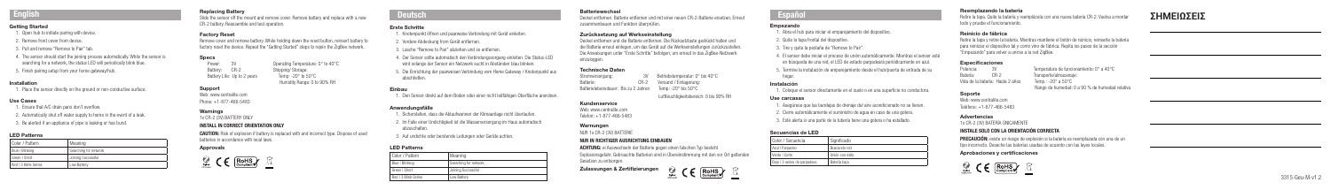# English

## Getting Started

1. Open hub to initiate pairing with device.
2. Remove front cover from device.
3. Pull and remove "Remove to Pair" tab.
4. The sensor should start the joining process automatically. While the sensor is searching for a network, the status LED will periodically blink blue.
5. Finish pairing setup from your home gateway/hub.

## Installation

1. Place the sensor directly on the ground or non-conductive surface.

## Use Cases

1. Ensure that A/C drain pans don't overflow.
2. Automatically shut off water supply to home in the event of a leak.
3. Be alerted if an appliance of pipe is leaking or has burst.

## LED Patterns

| Color / Pattern | Meaning |
|---|---|
| Blue / Blinking | Searching for network |
| Green / Short | Joining Successful |
| Red / 3 Blink Series | Low Battery |

## Replacing Battery

Slide the sensor off the mount and remove cover. Remove battery and replace with a new CR-2 battery. Reassemble and test operation.

## Factory Reset

Remove cover and remove battery. While holding down the reset button, reinsert battery to factory reset the device. Repeat the "Getting Started" steps to rejoin the ZigBee network.

## Specs

Power: 3V
Battery: CR-2
Battery Life: Up to 2 years

Operating Temperature: 0° to 40°C
Shipping/ Storage:
Temp: -20° to 50°C
Humidity Range: 0 to 90% RH

## Support

Web: www.centralite.com
Phone: +1-877-466-5483

## Warnings

1x CR-2 (3V) BATTERY ONLY

**INSTALL IN CORRECT ORIENTATION ONLY**

**CAUTION:** Risk of explosion if battery is replaced with and incorrect type. Dispose of used batteries in accordance with local laws.

## Approvals

# Deutsch

## Erste Schritte

1. Knotenpunkt öffnen und paarweise Verbindung mit Gerät einleiten.
2. Vordere Abdeckung from Gerät entfernen.
3. Lasche "Remove to Pair" abziehen und so entfernen.
4. Der Sensor sollte automatisch den Verbindungsvorgang einleiten. Die Status-LED wird solange der Sensor ein Netzwerk sucht in Abständen blau blinken.
5. Die Einrichtung der paarweisen Verbindung vom Home Gateway / Knotenpunkt aus abschließen.

## Einbau

1. Den Sensor direkt auf dem Boden oder einer nicht leitfähigen Oberfläche anordnen.

## Anwendungsfälle

1. Sicherstellen, dass die Ablaufwannen der Klimaanlage nicht überlaufen.
2. Im Falle einer Undichtigkeit ist die Wasserversorgung im Haus automatisch abzuschalten.
3. Auf undichte oder berstende Leitungen oder Geräte achten.

## LED Patterns

| Color / Pattern | Meaning |
|---|---|
| Blue / Blinking | Searching for network |
| Green / Short | Joining Successful |
| Red / 3 Blink Series | Low Battery |

## Batteriewechsel

Deckel entfernen. Batterie entfernen und mit einer neuen CR-2-Batterie ersetzen. Erneut zusammenbauen und Funktion überprüfen.

## Zurücksetzung auf Werkseinstellung

Deckel entfernen und die Batterie entfernen. Die Rückstelltaste gedrückt halten und die Batterie erneut einlegen, um das Gerät auf die Werkseinstellungen zurückzustellen. Die Anweisungen unter "Erste Schritte" befolgen, um erneut in das ZigBee-Netzwerk einzusteigen.

## Technische Daten

Stromversorgung: 3V
Batterie: CR-2
Batterielebensdauer: Bis zu 2 Jahren

Betriebstemperatur: 0° bis 40°C
Versand / Einlagerung:
Temp: -20° bis 50°C
Luftfeuchtigkeitsbereich: 0 bis 90% RH

## Kundenservice

Web: www.centralite.com
Telefon: +1-877-466-5483

## Warnungen

NUR 1x CR-2 (3V) BATTERIE

**NUR IN RICHTIGER AUSRICHTUNG EINBAUEN**

**ACHTUNG:** ei Austausch der Batterie gegen einen falschen Typ besteht Explosionsgefahr. Gebrauchte Batterien sind in Übereinstimmung mit den vor Ort geltenden Gesetzen zu entsorgen.

## Zulassungen & Zertifizierungen

# Español

## Empezando

1. Abra el hub para iniciar el emparejamiento del dispositivo.
2. Quite la tapa frontal del dispositivo.
3. Tire y quite la pestaña de "Remove to Pair".
4. El sensor debe iniciar el proceso de unión automáticamente. Mientras el sensor está en búsqueda de una red, el LED de estado parpadeará periódicamente en azul.
5. Termine la instalación de emparejamiento desde el hub/puerta de entrada de su hogar.

## Instalación

1. Coloque el sensor directamente en el suelo o en una superficie no conductora.

## Use carcases

1. Asegúrese que las bandejas de drenaje del aire acondicionado no se llenen.
2. Cierre automáticamente el suministro de agua en caso de una gotera.
3. Esté alerta si una parte de la tubería tiene una gotera o ha estallado.

## Secuencias de LED

| Color / Secuencia | Significado |
|---|---|
| Azul / Parpadeo | Buscando red |
| Verde / Corto | Unión con éxito |
| Rojo / 3 series de parpadeos | Batería baja |

## Reemplazando la batería

Retire la tapa. Quite la batería y reemplácela con una nueva batería CR-2. Vuelva a montar todo y pruebe el funcionamiento.

## Reinicio de fábrica

Retire la tapa y retire la batería. Mientras mantiene el botón de reinicio, reinserte la batería para reinicializar el dispositivo tal y como vino de fábrica. Repita los pasos de la sección "Empezando" para volver a unirse a la red ZigBee.

## Especificaciones

Potencia: 3V
Batería: CR-2
Vida de la batería: Hasta 2 años

Temperatura de funcionamiento: 0° a 40°C
Transporte/almacenaje:
Temp.: -20° a 50°C
Rango de humedad: 0 a 90 % de humedad relativa

## Soporte

Web: www.centralite.com
Teléfono: +1-877-466-5483

## Advertencias

1x CR-2 (3V) BATERÍA ÚNICAMENTE

**INSTALE SOLO CON LA ORIENTACIÓN CORRECTA**

**PRECAUCIÓN:** existe un riesgo de explosión si la batería es reemplazada con una de un tipo incorrecto. Deseche las baterías usadas de acuerdo con las leyes locales.

## Aprobaciones y certificaciones

# ΣΗΜΕΙΏΣΕΙΣ

3315-Geu-M-v1.2